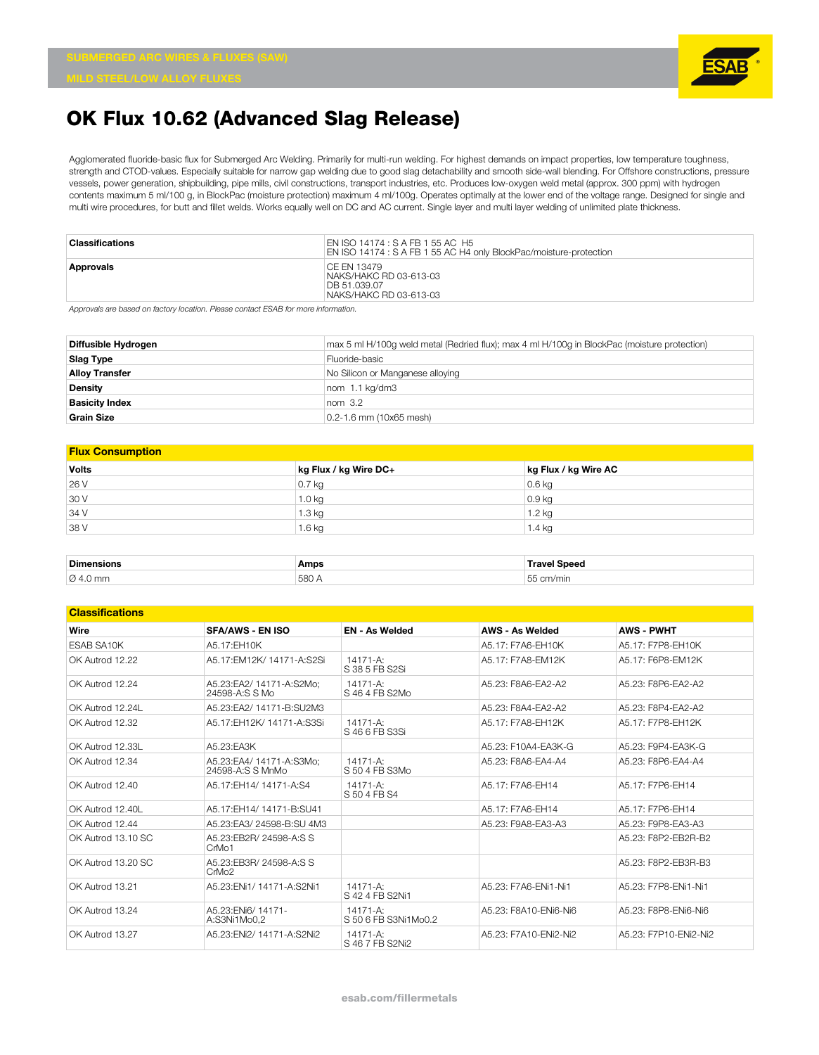SUBMERGED ARC WIRES & FLUXES (SAW)

MILD STEEL/LOW ALLOY FLUXES

# OK Flux 10.62 (Advanced Slag Release)

Agglomerated fluoride-basic flux for Submerged Arc Welding. Primarily for multi-run welding. For highest demands on impact properties, low temperature toughness, strength and CTOD-values. Especially suitable for narrow gap welding due to good slag detachability and smooth side-wall blending. For Offshore constructions, pressure vessels, power generation, shipbuilding, pipe mills, civil constructions, transport industries, etc. Produces low-oxygen weld metal (approx. 300 ppm) with hydrogen contents maximum 5 ml/100 g, in BlockPac (moisture protection) maximum 4 ml/100g. Operates optimally at the lower end of the voltage range. Designed for single and multi wire procedures, for butt and fillet welds. Works equally well on DC and AC current. Single layer and multi layer welding of unlimited plate thickness.

| | |
|---|---|
| **Classifications** | EN ISO 14174 : S A FB 1 55 AC H5<br>EN ISO 14174 : S A FB 1 55 AC H4 only BlockPac/moisture-protection |
| **Approvals** | CE EN 13479<br>NAKS/HAKC RD 03-613-03<br>DB 51.039.07<br>NAKS/HAKC RD 03-613-03 |

*Approvals are based on factory location. Please contact ESAB for more information.*

| | |
|---|---|
| **Diffusible Hydrogen** | max 5 ml H/100g weld metal (Redried flux); max 4 ml H/100g in BlockPac (moisture protection) |
| **Slag Type** | Fluoride-basic |
| **Alloy Transfer** | No Silicon or Manganese alloying |
| **Density** | nom 1.1 kg/dm3 |
| **Basicity Index** | nom 3.2 |
| **Grain Size** | 0.2-1.6 mm (10x65 mesh) |

## Flux Consumption

| Volts | kg Flux / kg Wire DC+ | kg Flux / kg Wire AC |
|---|---|---|
| 26 V | 0.7 kg | 0.6 kg |
| 30 V | 1.0 kg | 0.9 kg |
| 34 V | 1.3 kg | 1.2 kg |
| 38 V | 1.6 kg | 1.4 kg |

| Dimensions | Amps | Travel Speed |
|---|---|---|
| Ø 4.0 mm | 580 A | 55 cm/min |

## Classifications

| Wire | SFA/AWS - EN ISO | EN - As Welded | AWS - As Welded | AWS - PWHT |
|---|---|---|---|---|
| ESAB SA10K | A5.17:EH10K | | A5.17: F7A6-EH10K | A5.17: F7P8-EH10K |
| OK Autrod 12.22 | A5.17:EM12K/ 14171-A:S2Si | 14171-A: S 38 5 FB S2Si | A5.17: F7A8-EM12K | A5.17: F6P8-EM12K |
| OK Autrod 12.24 | A5.23:EA2/ 14171-A:S2Mo; 24598-A:S S Mo | 14171-A: S 46 4 FB S2Mo | A5.23: F8A6-EA2-A2 | A5.23: F8P6-EA2-A2 |
| OK Autrod 12.24L | A5.23:EA2/ 14171-B:SU2M3 | | A5.23: F8A4-EA2-A2 | A5.23: F8P4-EA2-A2 |
| OK Autrod 12.32 | A5.17:EH12K/ 14171-A:S3Si | 14171-A: S 46 6 FB S3Si | A5.17: F7A8-EH12K | A5.17: F7P8-EH12K |
| OK Autrod 12.33L | A5.23:EA3K | | A5.23: F10A4-EA3K-G | A5.23: F9P4-EA3K-G |
| OK Autrod 12.34 | A5.23:EA4/ 14171-A:S3Mo; 24598-A:S S MnMo | 14171-A: S 50 4 FB S3Mo | A5.23: F8A6-EA4-A4 | A5.23: F8P6-EA4-A4 |
| OK Autrod 12.40 | A5.17:EH14/ 14171-A:S4 | 14171-A: S 50 4 FB S4 | A5.17: F7A6-EH14 | A5.17: F7P6-EH14 |
| OK Autrod 12.40L | A5.17:EH14/ 14171-B:SU41 | | A5.17: F7A6-EH14 | A5.17: F7P6-EH14 |
| OK Autrod 12.44 | A5.23:EA3/ 24598-B:SU 4M3 | | A5.23: F9A8-EA3-A3 | A5.23: F9P8-EA3-A3 |
| OK Autrod 13.10 SC | A5.23:EB2R/ 24598-A:S S CrMo1 | | | A5.23: F8P2-EB2R-B2 |
| OK Autrod 13.20 SC | A5.23:EB3R/ 24598-A:S S CrMo2 | | | A5.23: F8P2-EB3R-B3 |
| OK Autrod 13.21 | A5.23:ENi1/ 14171-A:S2Ni1 | 14171-A: S 42 4 FB S2Ni1 | A5.23: F7A6-ENi1-Ni1 | A5.23: F7P8-ENi1-Ni1 |
| OK Autrod 13.24 | A5.23:ENi6/ 14171-A:S3Ni1Mo0,2 | 14171-A: S 50 6 FB S3Ni1Mo0.2 | A5.23: F8A10-ENi6-Ni6 | A5.23: F8P8-ENi6-Ni6 |
| OK Autrod 13.27 | A5.23:ENi2/ 14171-A:S2Ni2 | 14171-A: S 46 7 FB S2Ni2 | A5.23: F7A10-ENi2-Ni2 | A5.23: F7P10-ENi2-Ni2 |

esab.com/fillermetals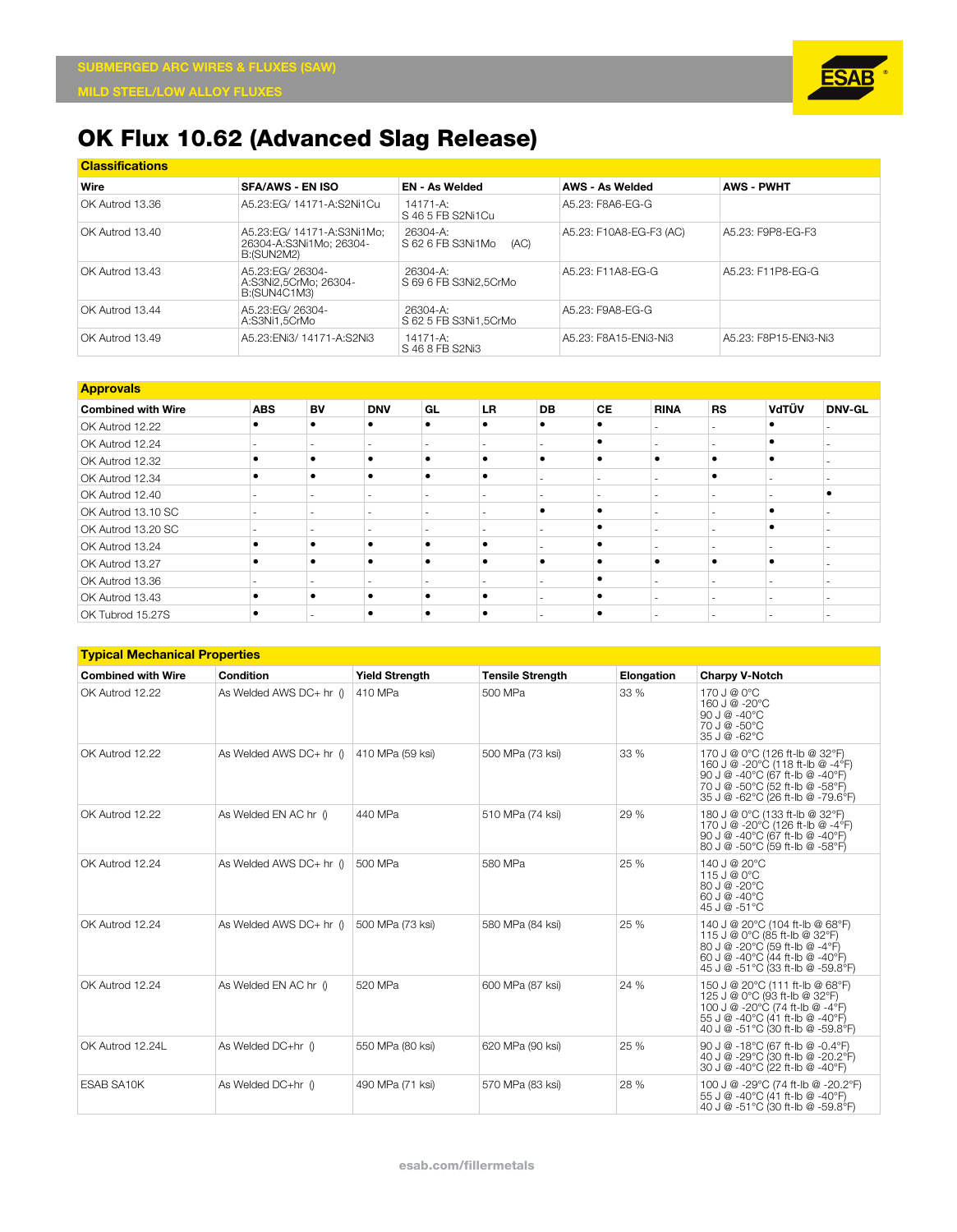SUBMERGED ARC WIRES & FLUXES (SAW)

MILD STEEL/LOW ALLOY FLUXES

# OK Flux 10.62 (Advanced Slag Release)

## Classifications

| Wire | SFA/AWS - EN ISO | EN - As Welded | AWS - As Welded | AWS - PWHT |
|---|---|---|---|---|
| OK Autrod 13.36 | A5.23:EG/ 14171-A:S2Ni1Cu | 14171-A: S 46 5 FB S2Ni1Cu | A5.23: F8A6-EG-G | |
| OK Autrod 13.40 | A5.23:EG/ 14171-A:S3Ni1Mo; 26304-A:S3Ni1Mo; 26304-B:(SUN2M2) | 26304-A: S 62 6 FB S3Ni1Mo (AC) | A5.23: F10A8-EG-F3 (AC) | A5.23: F9P8-EG-F3 |
| OK Autrod 13.43 | A5.23:EG/ 26304-A:S3Ni2,5CrMo; 26304-B:(SUN4C1M3) | 26304-A: S 69 6 FB S3Ni2,5CrMo | A5.23: F11A8-EG-G | A5.23: F11P8-EG-G |
| OK Autrod 13.44 | A5.23:EG/ 26304-A:S3Ni1,5CrMo | 26304-A: S 62 5 FB S3Ni1,5CrMo | A5.23: F9A8-EG-G | |
| OK Autrod 13.49 | A5.23:ENi3/ 14171-A:S2Ni3 | 14171-A: S 46 8 FB S2Ni3 | A5.23: F8A15-ENi3-Ni3 | A5.23: F8P15-ENi3-Ni3 |

## Approvals

| Combined with Wire | ABS | BV | DNV | GL | LR | DB | CE | RINA | RS | VdTÜV | DNV-GL |
|---|---|---|---|---|---|---|---|---|---|---|---|
| OK Autrod 12.22 | • | • | • | • | • | • | • | - | - | • | - |
| OK Autrod 12.24 | - | - | - | - | - | - | • | - | - | • | - |
| OK Autrod 12.32 | • | • | • | • | • | • | • | • | • | • | - |
| OK Autrod 12.34 | • | • | • | • | • | - | - | - | • | - | - |
| OK Autrod 12.40 | - | - | - | - | - | - | - | - | - | - | • |
| OK Autrod 13.10 SC | - | - | - | - | - | • | • | - | - | • | - |
| OK Autrod 13.20 SC | - | - | - | - | - | - | • | - | - | • | - |
| OK Autrod 13.24 | • | • | • | • | • | - | • | - | - | - | - |
| OK Autrod 13.27 | • | • | • | • | • | • | • | • | • | • | - |
| OK Autrod 13.36 | - | - | - | - | - | - | • | - | - | - | - |
| OK Autrod 13.43 | • | • | • | • | • | - | • | - | - | - | - |
| OK Tubrod 15.27S | • | - | • | • | • | - | • | - | - | - | - |

## Typical Mechanical Properties

| Combined with Wire | Condition | Yield Strength | Tensile Strength | Elongation | Charpy V-Notch |
|---|---|---|---|---|---|
| OK Autrod 12.22 | As Welded AWS DC+ hr () | 410 MPa | 500 MPa | 33 % | 170 J @ 0°C<br>160 J @ -20°C<br>90 J @ -40°C<br>70 J @ -50°C<br>35 J @ -62°C |
| OK Autrod 12.22 | As Welded AWS DC+ hr () | 410 MPa (59 ksi) | 500 MPa (73 ksi) | 33 % | 170 J @ 0°C (126 ft-lb @ 32°F)<br>160 J @ -20°C (118 ft-lb @ -4°F)<br>90 J @ -40°C (67 ft-lb @ -40°F)<br>70 J @ -50°C (52 ft-lb @ -58°F)<br>35 J @ -62°C (26 ft-lb @ -79.6°F) |
| OK Autrod 12.22 | As Welded EN AC hr () | 440 MPa | 510 MPa (74 ksi) | 29 % | 180 J @ 0°C (133 ft-lb @ 32°F)<br>170 J @ -20°C (126 ft-lb @ -4°F)<br>90 J @ -40°C (67 ft-lb @ -40°F)<br>80 J @ -50°C (59 ft-lb @ -58°F) |
| OK Autrod 12.24 | As Welded AWS DC+ hr () | 500 MPa | 580 MPa | 25 % | 140 J @ 20°C<br>115 J @ 0°C<br>80 J @ -20°C<br>60 J @ -40°C<br>45 J @ -51°C |
| OK Autrod 12.24 | As Welded AWS DC+ hr () | 500 MPa (73 ksi) | 580 MPa (84 ksi) | 25 % | 140 J @ 20°C (104 ft-lb @ 68°F)<br>115 J @ 0°C (85 ft-lb @ 32°F)<br>80 J @ -20°C (59 ft-lb @ -4°F)<br>60 J @ -40°C (44 ft-lb @ -40°F)<br>45 J @ -51°C (33 ft-lb @ -59.8°F) |
| OK Autrod 12.24 | As Welded EN AC hr () | 520 MPa | 600 MPa (87 ksi) | 24 % | 150 J @ 20°C (111 ft-lb @ 68°F)<br>125 J @ 0°C (93 ft-lb @ 32°F)<br>100 J @ -20°C (74 ft-lb @ -4°F)<br>55 J @ -40°C (41 ft-lb @ -40°F)<br>40 J @ -51°C (30 ft-lb @ -59.8°F) |
| OK Autrod 12.24L | As Welded DC+hr () | 550 MPa (80 ksi) | 620 MPa (90 ksi) | 25 % | 90 J @ -18°C (67 ft-lb @ -0.4°F)<br>40 J @ -29°C (30 ft-lb @ -20.2°F)<br>30 J @ -40°C (22 ft-lb @ -40°F) |
| ESAB SA10K | As Welded DC+hr () | 490 MPa (71 ksi) | 570 MPa (83 ksi) | 28 % | 100 J @ -29°C (74 ft-lb @ -20.2°F)<br>55 J @ -40°C (41 ft-lb @ -40°F)<br>40 J @ -51°C (30 ft-lb @ -59.8°F) |

esab.com/fillermetals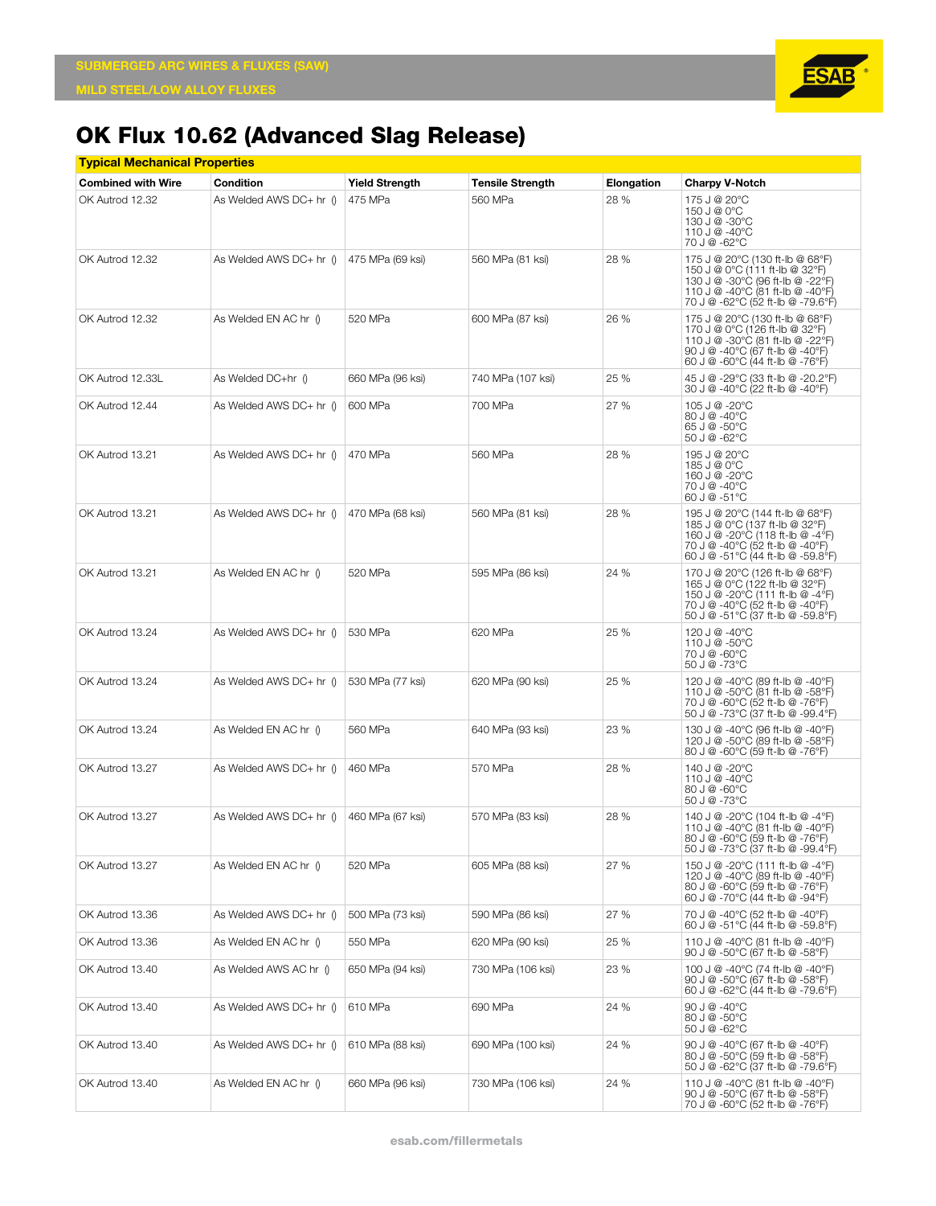# OK Flux 10.62 (Advanced Slag Release)

## Typical Mechanical Properties

| Combined with Wire | Condition | Yield Strength | Tensile Strength | Elongation | Charpy V-Notch |
|---|---|---|---|---|---|
| OK Autrod 12.32 | As Welded AWS DC+ hr () | 475 MPa | 560 MPa | 28 % | 175 J @ 20°C<br>150 J @ 0°C<br>130 J @ -30°C<br>110 J @ -40°C<br>70 J @ -62°C |
| OK Autrod 12.32 | As Welded AWS DC+ hr () | 475 MPa (69 ksi) | 560 MPa (81 ksi) | 28 % | 175 J @ 20°C (130 ft-lb @ 68°F)<br>150 J @ 0°C (111 ft-lb @ 32°F)<br>130 J @ -30°C (96 ft-lb @ -22°F)<br>110 J @ -40°C (81 ft-lb @ -40°F)<br>70 J @ -62°C (52 ft-lb @ -79.6°F) |
| OK Autrod 12.32 | As Welded EN AC hr () | 520 MPa | 600 MPa (87 ksi) | 26 % | 175 J @ 20°C (130 ft-lb @ 68°F)<br>170 J @ 0°C (126 ft-lb @ 32°F)<br>110 J @ -30°C (81 ft-lb @ -22°F)<br>90 J @ -40°C (67 ft-lb @ -40°F)<br>60 J @ -60°C (44 ft-lb @ -76°F) |
| OK Autrod 12.33L | As Welded DC+hr () | 660 MPa (96 ksi) | 740 MPa (107 ksi) | 25 % | 45 J @ -29°C (33 ft-lb @ -20.2°F)<br>30 J @ -40°C (22 ft-lb @ -40°F) |
| OK Autrod 12.44 | As Welded AWS DC+ hr () | 600 MPa | 700 MPa | 27 % | 105 J @ -20°C<br>80 J @ -40°C<br>65 J @ -50°C<br>50 J @ -62°C |
| OK Autrod 13.21 | As Welded AWS DC+ hr () | 470 MPa | 560 MPa | 28 % | 195 J @ 20°C<br>185 J @ 0°C<br>160 J @ -20°C<br>70 J @ -40°C<br>60 J @ -51°C |
| OK Autrod 13.21 | As Welded AWS DC+ hr () | 470 MPa (68 ksi) | 560 MPa (81 ksi) | 28 % | 195 J @ 20°C (144 ft-lb @ 68°F)<br>185 J @ 0°C (137 ft-lb @ 32°F)<br>160 J @ -20°C (118 ft-lb @ -4°F)<br>70 J @ -40°C (52 ft-lb @ -40°F)<br>60 J @ -51°C (44 ft-lb @ -59.8°F) |
| OK Autrod 13.21 | As Welded EN AC hr () | 520 MPa | 595 MPa (86 ksi) | 24 % | 170 J @ 20°C (126 ft-lb @ 68°F)<br>165 J @ 0°C (122 ft-lb @ 32°F)<br>150 J @ -20°C (111 ft-lb @ -4°F)<br>70 J @ -40°C (52 ft-lb @ -40°F)<br>50 J @ -51°C (37 ft-lb @ -59.8°F) |
| OK Autrod 13.24 | As Welded AWS DC+ hr () | 530 MPa | 620 MPa | 25 % | 120 J @ -40°C<br>110 J @ -50°C<br>70 J @ -60°C<br>50 J @ -73°C |
| OK Autrod 13.24 | As Welded AWS DC+ hr () | 530 MPa (77 ksi) | 620 MPa (90 ksi) | 25 % | 120 J @ -40°C (89 ft-lb @ -40°F)<br>110 J @ -50°C (81 ft-lb @ -58°F)<br>70 J @ -60°C (52 ft-lb @ -76°F)<br>50 J @ -73°C (37 ft-lb @ -99.4°F) |
| OK Autrod 13.24 | As Welded EN AC hr () | 560 MPa | 640 MPa (93 ksi) | 23 % | 130 J @ -40°C (96 ft-lb @ -40°F)<br>120 J @ -50°C (89 ft-lb @ -58°F)<br>80 J @ -60°C (59 ft-lb @ -76°F) |
| OK Autrod 13.27 | As Welded AWS DC+ hr () | 460 MPa | 570 MPa | 28 % | 140 J @ -20°C<br>110 J @ -40°C<br>80 J @ -60°C<br>50 J @ -73°C |
| OK Autrod 13.27 | As Welded AWS DC+ hr () | 460 MPa (67 ksi) | 570 MPa (83 ksi) | 28 % | 140 J @ -20°C (104 ft-lb @ -4°F)<br>110 J @ -40°C (81 ft-lb @ -40°F)<br>80 J @ -60°C (59 ft-lb @ -76°F)<br>50 J @ -73°C (37 ft-lb @ -99.4°F) |
| OK Autrod 13.27 | As Welded EN AC hr () | 520 MPa | 605 MPa (88 ksi) | 27 % | 150 J @ -20°C (111 ft-lb @ -4°F)<br>120 J @ -40°C (89 ft-lb @ -40°F)<br>80 J @ -60°C (59 ft-lb @ -76°F)<br>60 J @ -70°C (44 ft-lb @ -94°F) |
| OK Autrod 13.36 | As Welded AWS DC+ hr () | 500 MPa (73 ksi) | 590 MPa (86 ksi) | 27 % | 70 J @ -40°C (52 ft-lb @ -40°F)<br>60 J @ -51°C (44 ft-lb @ -59.8°F) |
| OK Autrod 13.36 | As Welded EN AC hr () | 550 MPa | 620 MPa (90 ksi) | 25 % | 110 J @ -40°C (81 ft-lb @ -40°F)<br>90 J @ -50°C (67 ft-lb @ -58°F) |
| OK Autrod 13.40 | As Welded AWS AC hr () | 650 MPa (94 ksi) | 730 MPa (106 ksi) | 23 % | 100 J @ -40°C (74 ft-lb @ -40°F)<br>90 J @ -50°C (67 ft-lb @ -58°F)<br>60 J @ -62°C (44 ft-lb @ -79.6°F) |
| OK Autrod 13.40 | As Welded AWS DC+ hr () | 610 MPa | 690 MPa | 24 % | 90 J @ -40°C<br>80 J @ -50°C<br>50 J @ -62°C |
| OK Autrod 13.40 | As Welded AWS DC+ hr () | 610 MPa (88 ksi) | 690 MPa (100 ksi) | 24 % | 90 J @ -40°C (67 ft-lb @ -40°F)<br>80 J @ -50°C (59 ft-lb @ -58°F)<br>50 J @ -62°C (37 ft-lb @ -79.6°F) |
| OK Autrod 13.40 | As Welded EN AC hr () | 660 MPa (96 ksi) | 730 MPa (106 ksi) | 24 % | 110 J @ -40°C (81 ft-lb @ -40°F)<br>90 J @ -50°C (67 ft-lb @ -58°F)<br>70 J @ -60°C (52 ft-lb @ -76°F) |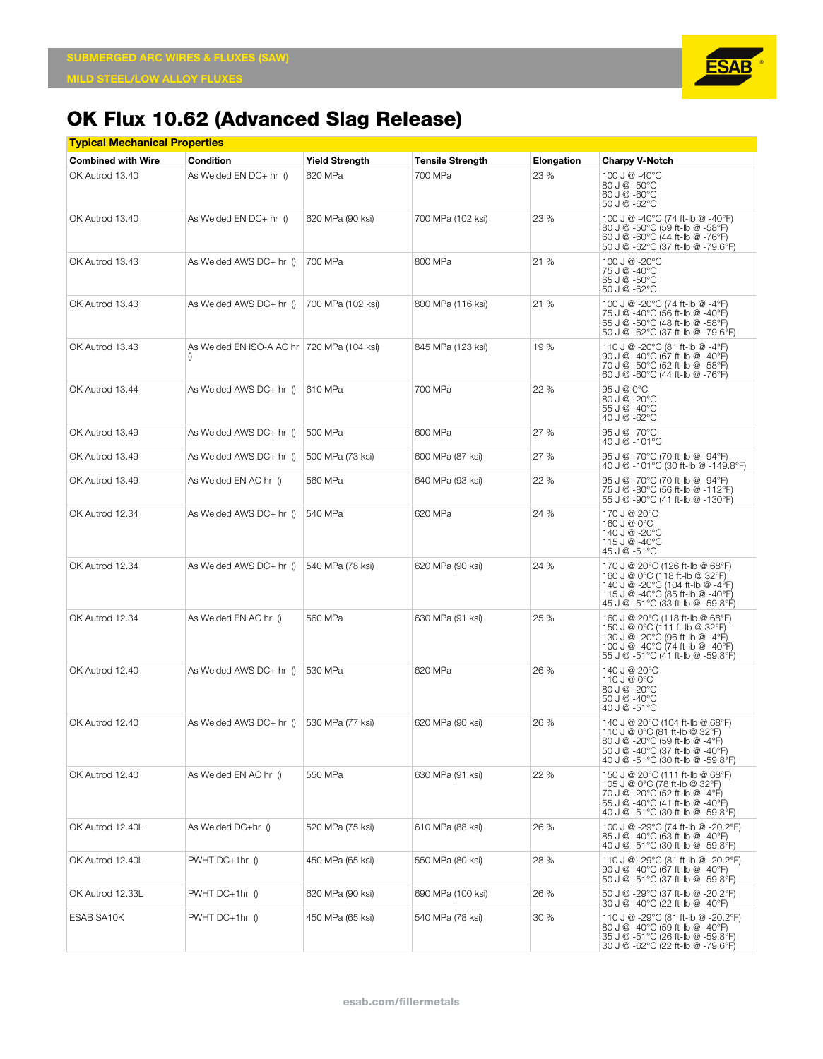# OK Flux 10.62 (Advanced Slag Release)

**Typical Mechanical Properties**

| Combined with Wire | Condition | Yield Strength | Tensile Strength | Elongation | Charpy V-Notch |
|---|---|---|---|---|---|
| OK Autrod 13.40 | As Welded EN DC+ hr () | 620 MPa | 700 MPa | 23 % | 100 J @ -40°C<br>80 J @ -50°C<br>60 J @ -60°C<br>50 J @ -62°C |
| OK Autrod 13.40 | As Welded EN DC+ hr () | 620 MPa (90 ksi) | 700 MPa (102 ksi) | 23 % | 100 J @ -40°C (74 ft-lb @ -40°F)<br>80 J @ -50°C (59 ft-lb @ -58°F)<br>60 J @ -60°C (44 ft-lb @ -76°F)<br>50 J @ -62°C (37 ft-lb @ -79.6°F) |
| OK Autrod 13.43 | As Welded AWS DC+ hr () | 700 MPa | 800 MPa | 21 % | 100 J @ -20°C<br>75 J @ -40°C<br>65 J @ -50°C<br>50 J @ -62°C |
| OK Autrod 13.43 | As Welded AWS DC+ hr () | 700 MPa (102 ksi) | 800 MPa (116 ksi) | 21 % | 100 J @ -20°C (74 ft-lb @ -4°F)<br>75 J @ -40°C (56 ft-lb @ -40°F)<br>65 J @ -50°C (48 ft-lb @ -58°F)<br>50 J @ -62°C (37 ft-lb @ -79.6°F) |
| OK Autrod 13.43 | As Welded EN ISO-A AC hr () | 720 MPa (104 ksi) | 845 MPa (123 ksi) | 19 % | 110 J @ -20°C (81 ft-lb @ -4°F)<br>90 J @ -40°C (67 ft-lb @ -40°F)<br>70 J @ -50°C (52 ft-lb @ -58°F)<br>60 J @ -60°C (44 ft-lb @ -76°F) |
| OK Autrod 13.44 | As Welded AWS DC+ hr () | 610 MPa | 700 MPa | 22 % | 95 J @ 0°C<br>80 J @ -20°C<br>55 J @ -40°C<br>40 J @ -62°C |
| OK Autrod 13.49 | As Welded AWS DC+ hr () | 500 MPa | 600 MPa | 27 % | 95 J @ -70°C<br>40 J @ -101°C |
| OK Autrod 13.49 | As Welded AWS DC+ hr () | 500 MPa (73 ksi) | 600 MPa (87 ksi) | 27 % | 95 J @ -70°C (70 ft-lb @ -94°F)<br>40 J @ -101°C (30 ft-lb @ -149.8°F) |
| OK Autrod 13.49 | As Welded EN AC hr () | 560 MPa | 640 MPa (93 ksi) | 22 % | 95 J @ -70°C (70 ft-lb @ -94°F)<br>75 J @ -80°C (56 ft-lb @ -112°F)<br>55 J @ -90°C (41 ft-lb @ -130°F) |
| OK Autrod 12.34 | As Welded AWS DC+ hr () | 540 MPa | 620 MPa | 24 % | 170 J @ 20°C<br>160 J @ 0°C<br>140 J @ -20°C<br>115 J @ -40°C<br>45 J @ -51°C |
| OK Autrod 12.34 | As Welded AWS DC+ hr () | 540 MPa (78 ksi) | 620 MPa (90 ksi) | 24 % | 170 J @ 20°C (126 ft-lb @ 68°F)<br>160 J @ 0°C (118 ft-lb @ 32°F)<br>140 J @ -20°C (104 ft-lb @ -4°F)<br>115 J @ -40°C (85 ft-lb @ -40°F)<br>45 J @ -51°C (33 ft-lb @ -59.8°F) |
| OK Autrod 12.34 | As Welded EN AC hr () | 560 MPa | 630 MPa (91 ksi) | 25 % | 160 J @ 20°C (118 ft-lb @ 68°F)<br>150 J @ 0°C (111 ft-lb @ 32°F)<br>130 J @ -20°C (96 ft-lb @ -4°F)<br>100 J @ -40°C (74 ft-lb @ -40°F)<br>55 J @ -51°C (41 ft-lb @ -59.8°F) |
| OK Autrod 12.40 | As Welded AWS DC+ hr () | 530 MPa | 620 MPa | 26 % | 140 J @ 20°C<br>110 J @ 0°C<br>80 J @ -20°C<br>50 J @ -40°C<br>40 J @ -51°C |
| OK Autrod 12.40 | As Welded AWS DC+ hr () | 530 MPa (77 ksi) | 620 MPa (90 ksi) | 26 % | 140 J @ 20°C (104 ft-lb @ 68°F)<br>110 J @ 0°C (81 ft-lb @ 32°F)<br>80 J @ -20°C (59 ft-lb @ -4°F)<br>50 J @ -40°C (37 ft-lb @ -40°F)<br>40 J @ -51°C (30 ft-lb @ -59.8°F) |
| OK Autrod 12.40 | As Welded EN AC hr () | 550 MPa | 630 MPa (91 ksi) | 22 % | 150 J @ 20°C (111 ft-lb @ 68°F)<br>105 J @ 0°C (78 ft-lb @ 32°F)<br>70 J @ -20°C (52 ft-lb @ -4°F)<br>55 J @ -40°C (41 ft-lb @ -40°F)<br>40 J @ -51°C (30 ft-lb @ -59.8°F) |
| OK Autrod 12.40L | As Welded DC+hr () | 520 MPa (75 ksi) | 610 MPa (88 ksi) | 26 % | 100 J @ -29°C (74 ft-lb @ -20.2°F)<br>85 J @ -40°C (63 ft-lb @ -40°F)<br>40 J @ -51°C (30 ft-lb @ -59.8°F) |
| OK Autrod 12.40L | PWHT DC+1hr () | 450 MPa (65 ksi) | 550 MPa (80 ksi) | 28 % | 110 J @ -29°C (81 ft-lb @ -20.2°F)<br>90 J @ -40°C (67 ft-lb @ -40°F)<br>50 J @ -51°C (37 ft-lb @ -59.8°F) |
| OK Autrod 12.33L | PWHT DC+1hr () | 620 MPa (90 ksi) | 690 MPa (100 ksi) | 26 % | 50 J @ -29°C (37 ft-lb @ -20.2°F)<br>30 J @ -40°C (22 ft-lb @ -40°F) |
| ESAB SA10K | PWHT DC+1hr () | 450 MPa (65 ksi) | 540 MPa (78 ksi) | 30 % | 110 J @ -29°C (81 ft-lb @ -20.2°F)<br>80 J @ -40°C (59 ft-lb @ -40°F)<br>35 J @ -51°C (26 ft-lb @ -59.8°F)<br>30 J @ -62°C (22 ft-lb @ -79.6°F) |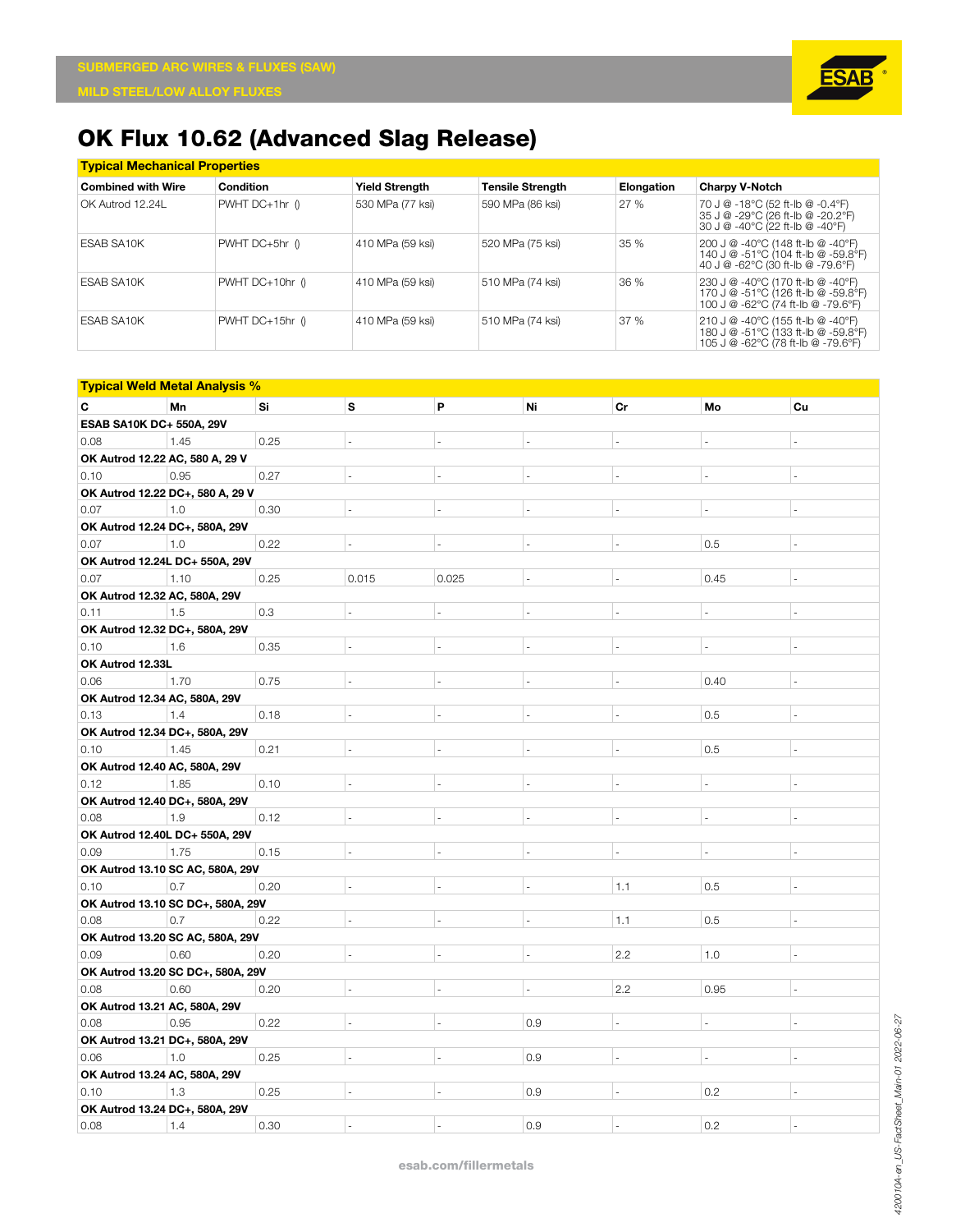SUBMERGED ARC WIRES & FLUXES (SAW)

MILD STEEL/LOW ALLOY FLUXES

# OK Flux 10.62 (Advanced Slag Release)

## Typical Mechanical Properties

| Combined with Wire | Condition | Yield Strength | Tensile Strength | Elongation | Charpy V-Notch |
|---|---|---|---|---|---|
| OK Autrod 12.24L | PWHT DC+1hr () | 530 MPa (77 ksi) | 590 MPa (86 ksi) | 27 % | 70 J @ -18°C (52 ft-lb @ -0.4°F)<br>35 J @ -29°C (26 ft-lb @ -20.2°F)<br>30 J @ -40°C (22 ft-lb @ -40°F) |
| ESAB SA10K | PWHT DC+5hr () | 410 MPa (59 ksi) | 520 MPa (75 ksi) | 35 % | 200 J @ -40°C (148 ft-lb @ -40°F)<br>140 J @ -51°C (104 ft-lb @ -59.8°F)<br>40 J @ -62°C (30 ft-lb @ -79.6°F) |
| ESAB SA10K | PWHT DC+10hr () | 410 MPa (59 ksi) | 510 MPa (74 ksi) | 36 % | 230 J @ -40°C (170 ft-lb @ -40°F)<br>170 J @ -51°C (126 ft-lb @ -59.8°F)<br>100 J @ -62°C (74 ft-lb @ -79.6°F) |
| ESAB SA10K | PWHT DC+15hr () | 410 MPa (59 ksi) | 510 MPa (74 ksi) | 37 % | 210 J @ -40°C (155 ft-lb @ -40°F)<br>180 J @ -51°C (133 ft-lb @ -59.8°F)<br>105 J @ -62°C (78 ft-lb @ -79.6°F) |

## Typical Weld Metal Analysis %

| C | Mn | Si | S | P | Ni | Cr | Mo | Cu |
|---|---|---|---|---|---|---|---|---|
| **ESAB SA10K DC+ 550A, 29V** | | | | | | | | |
| 0.08 | 1.45 | 0.25 | - | - | - | - | - | - |
| **OK Autrod 12.22 AC, 580 A, 29 V** | | | | | | | | |
| 0.10 | 0.95 | 0.27 | - | - | - | - | - | - |
| **OK Autrod 12.22 DC+, 580 A, 29 V** | | | | | | | | |
| 0.07 | 1.0 | 0.30 | - | - | - | - | - | - |
| **OK Autrod 12.24 DC+, 580A, 29V** | | | | | | | | |
| 0.07 | 1.0 | 0.22 | - | - | - | - | 0.5 | - |
| **OK Autrod 12.24L DC+ 550A, 29V** | | | | | | | | |
| 0.07 | 1.10 | 0.25 | 0.015 | 0.025 | - | - | 0.45 | - |
| **OK Autrod 12.32 AC, 580A, 29V** | | | | | | | | |
| 0.11 | 1.5 | 0.3 | - | - | - | - | - | - |
| **OK Autrod 12.32 DC+, 580A, 29V** | | | | | | | | |
| 0.10 | 1.6 | 0.35 | - | - | - | - | - | - |
| **OK Autrod 12.33L** | | | | | | | | |
| 0.06 | 1.70 | 0.75 | - | - | - | - | 0.40 | - |
| **OK Autrod 12.34 AC, 580A, 29V** | | | | | | | | |
| 0.13 | 1.4 | 0.18 | - | - | - | - | 0.5 | - |
| **OK Autrod 12.34 DC+, 580A, 29V** | | | | | | | | |
| 0.10 | 1.45 | 0.21 | - | - | - | - | 0.5 | - |
| **OK Autrod 12.40 AC, 580A, 29V** | | | | | | | | |
| 0.12 | 1.85 | 0.10 | - | - | - | - | - | - |
| **OK Autrod 12.40 DC+, 580A, 29V** | | | | | | | | |
| 0.08 | 1.9 | 0.12 | - | - | - | - | - | - |
| **OK Autrod 12.40L DC+ 550A, 29V** | | | | | | | | |
| 0.09 | 1.75 | 0.15 | - | - | - | - | - | - |
| **OK Autrod 13.10 SC AC, 580A, 29V** | | | | | | | | |
| 0.10 | 0.7 | 0.20 | - | - | - | 1.1 | 0.5 | - |
| **OK Autrod 13.10 SC DC+, 580A, 29V** | | | | | | | | |
| 0.08 | 0.7 | 0.22 | - | - | - | 1.1 | 0.5 | - |
| **OK Autrod 13.20 SC AC, 580A, 29V** | | | | | | | | |
| 0.09 | 0.60 | 0.20 | - | - | - | 2.2 | 1.0 | - |
| **OK Autrod 13.20 SC DC+, 580A, 29V** | | | | | | | | |
| 0.08 | 0.60 | 0.20 | - | - | - | 2.2 | 0.95 | - |
| **OK Autrod 13.21 AC, 580A, 29V** | | | | | | | | |
| 0.08 | 0.95 | 0.22 | - | - | 0.9 | - | - | - |
| **OK Autrod 13.21 DC+, 580A, 29V** | | | | | | | | |
| 0.06 | 1.0 | 0.25 | - | - | 0.9 | - | - | - |
| **OK Autrod 13.24 AC, 580A, 29V** | | | | | | | | |
| 0.10 | 1.3 | 0.25 | - | - | 0.9 | - | 0.2 | - |
| **OK Autrod 13.24 DC+, 580A, 29V** | | | | | | | | |
| 0.08 | 1.4 | 0.30 | - | - | 0.9 | - | 0.2 | - |

esab.com/fillermetals

4200104-en_US-FactSheet_Main-01 2022-06-27